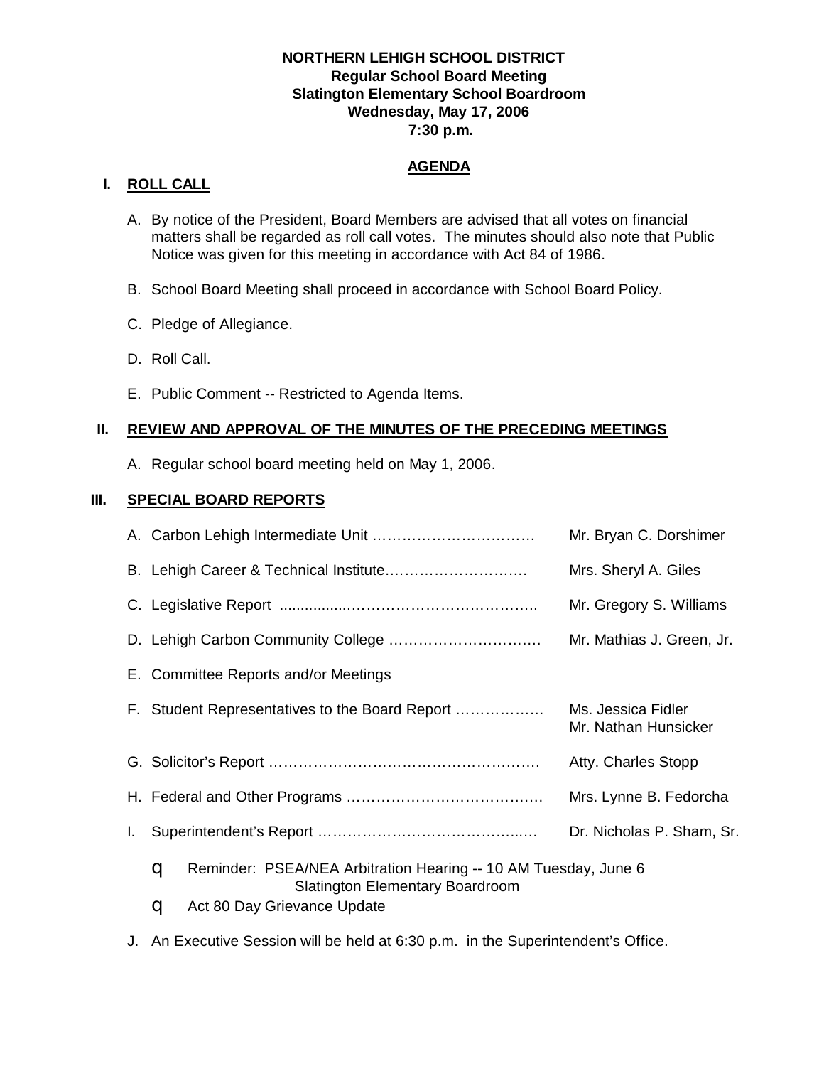**NORTHERN LEHIGH SCHOOL DISTRICT**
**Regular School Board Meeting**
**Slatington Elementary School Boardroom**
**Wednesday, May 17, 2006**
**7:30 p.m.**

## AGENDA

### I. ROLL CALL

A. By notice of the President, Board Members are advised that all votes on financial matters shall be regarded as roll call votes. The minutes should also note that Public Notice was given for this meeting in accordance with Act 84 of 1986.

B. School Board Meeting shall proceed in accordance with School Board Policy.

C. Pledge of Allegiance.

D. Roll Call.

E. Public Comment -- Restricted to Agenda Items.

### II. REVIEW AND APPROVAL OF THE MINUTES OF THE PRECEDING MEETINGS

A. Regular school board meeting held on May 1, 2006.

### III. SPECIAL BOARD REPORTS

A. Carbon Lehigh Intermediate Unit …………………………… Mr. Bryan C. Dorshimer

B. Lehigh Career & Technical Institute………………………. Mrs. Sheryl A. Giles

C. Legislative Report ................………………………………. Mr. Gregory S. Williams

D. Lehigh Carbon Community College …………………………. Mr. Mathias J. Green, Jr.

E. Committee Reports and/or Meetings

F. Student Representatives to the Board Report ……………… Ms. Jessica Fidler, Mr. Nathan Hunsicker

G. Solicitor's Report ……………………………………………… Atty. Charles Stopp

H. Federal and Other Programs …………………………………. Mrs. Lynne B. Fedorcha

I. Superintendent's Report ……………………………………. Dr. Nicholas P. Sham, Sr.

- Reminder: PSEA/NEA Arbitration Hearing -- 10 AM Tuesday, June 6, Slatington Elementary Boardroom
- Act 80 Day Grievance Update

J. An Executive Session will be held at 6:30 p.m. in the Superintendent's Office.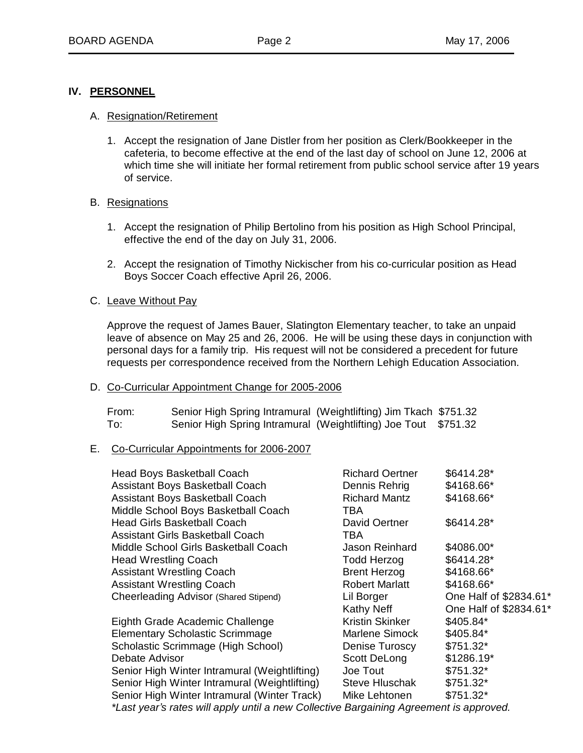## IV. PERSONNEL

### A. Resignation/Retirement

1. Accept the resignation of Jane Distler from her position as Clerk/Bookkeeper in the cafeteria, to become effective at the end of the last day of school on June 12, 2006 at which time she will initiate her formal retirement from public school service after 19 years of service.

### B. Resignations

1. Accept the resignation of Philip Bertolino from his position as High School Principal, effective the end of the day on July 31, 2006.

2. Accept the resignation of Timothy Nickischer from his co-curricular position as Head Boys Soccer Coach effective April 26, 2006.

### C. Leave Without Pay

Approve the request of James Bauer, Slatington Elementary teacher, to take an unpaid leave of absence on May 25 and 26, 2006. He will be using these days in conjunction with personal days for a family trip. His request will not be considered a precedent for future requests per correspondence received from the Northern Lehigh Education Association.

### D. Co-Curricular Appointment Change for 2005-2006

| | | | |
|---|---|---|---|
| From: | Senior High Spring Intramural (Weightlifting) | Jim Tkach | $751.32 |
| To: | Senior High Spring Intramural (Weightlifting) | Joe Tout | $751.32 |

### E. Co-Curricular Appointments for 2006-2007

| | | |
|---|---|---|
| Head Boys Basketball Coach | Richard Oertner | $6414.28* |
| Assistant Boys Basketball Coach | Dennis Rehrig | $4168.66* |
| Assistant Boys Basketball Coach | Richard Mantz | $4168.66* |
| Middle School Boys Basketball Coach | TBA | |
| Head Girls Basketball Coach | David Oertner | $6414.28* |
| Assistant Girls Basketball Coach | TBA | |
| Middle School Girls Basketball Coach | Jason Reinhard | $4086.00* |
| Head Wrestling Coach | Todd Herzog | $6414.28* |
| Assistant Wrestling Coach | Brent Herzog | $4168.66* |
| Assistant Wrestling Coach | Robert Marlatt | $4168.66* |
| Cheerleading Advisor (Shared Stipend) | Lil Borger | One Half of $2834.61* |
| | Kathy Neff | One Half of $2834.61* |
| Eighth Grade Academic Challenge | Kristin Skinker | $405.84* |
| Elementary Scholastic Scrimmage | Marlene Simock | $405.84* |
| Scholastic Scrimmage (High School) | Denise Turoscy | $751.32* |
| Debate Advisor | Scott DeLong | $1286.19* |
| Senior High Winter Intramural (Weightlifting) | Joe Tout | $751.32* |
| Senior High Winter Intramural (Weightlifting) | Steve Hluschak | $751.32* |
| Senior High Winter Intramural (Winter Track) | Mike Lehtonen | $751.32* |

*\*Last year's rates will apply until a new Collective Bargaining Agreement is approved.*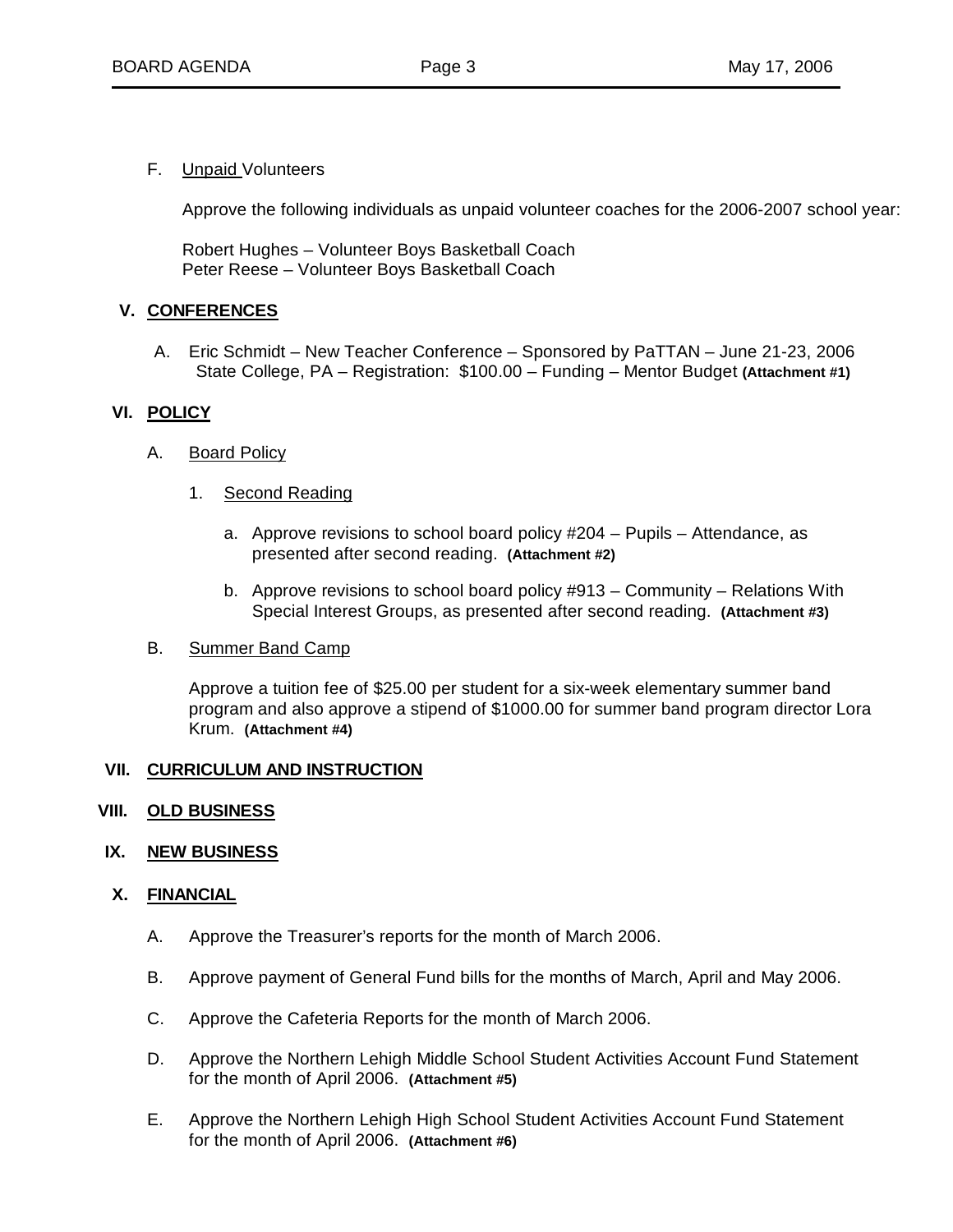F. Unpaid Volunteers

Approve the following individuals as unpaid volunteer coaches for the 2006-2007 school year:

Robert Hughes – Volunteer Boys Basketball Coach
Peter Reese – Volunteer Boys Basketball Coach

## V. CONFERENCES

A. Eric Schmidt – New Teacher Conference – Sponsored by PaTTAN – June 21-23, 2006 State College, PA – Registration: $100.00 – Funding – Mentor Budget **(Attachment #1)**

## VI. POLICY

A. Board Policy

1. Second Reading

   a. Approve revisions to school board policy #204 – Pupils – Attendance, as presented after second reading. **(Attachment #2)**

   b. Approve revisions to school board policy #913 – Community – Relations With Special Interest Groups, as presented after second reading. **(Attachment #3)**

B. Summer Band Camp

Approve a tuition fee of $25.00 per student for a six-week elementary summer band program and also approve a stipend of $1000.00 for summer band program director Lora Krum. **(Attachment #4)**

## VII. CURRICULUM AND INSTRUCTION

## VIII. OLD BUSINESS

## IX. NEW BUSINESS

## X. FINANCIAL

A. Approve the Treasurer's reports for the month of March 2006.

B. Approve payment of General Fund bills for the months of March, April and May 2006.

C. Approve the Cafeteria Reports for the month of March 2006.

D. Approve the Northern Lehigh Middle School Student Activities Account Fund Statement for the month of April 2006. **(Attachment #5)**

E. Approve the Northern Lehigh High School Student Activities Account Fund Statement for the month of April 2006. **(Attachment #6)**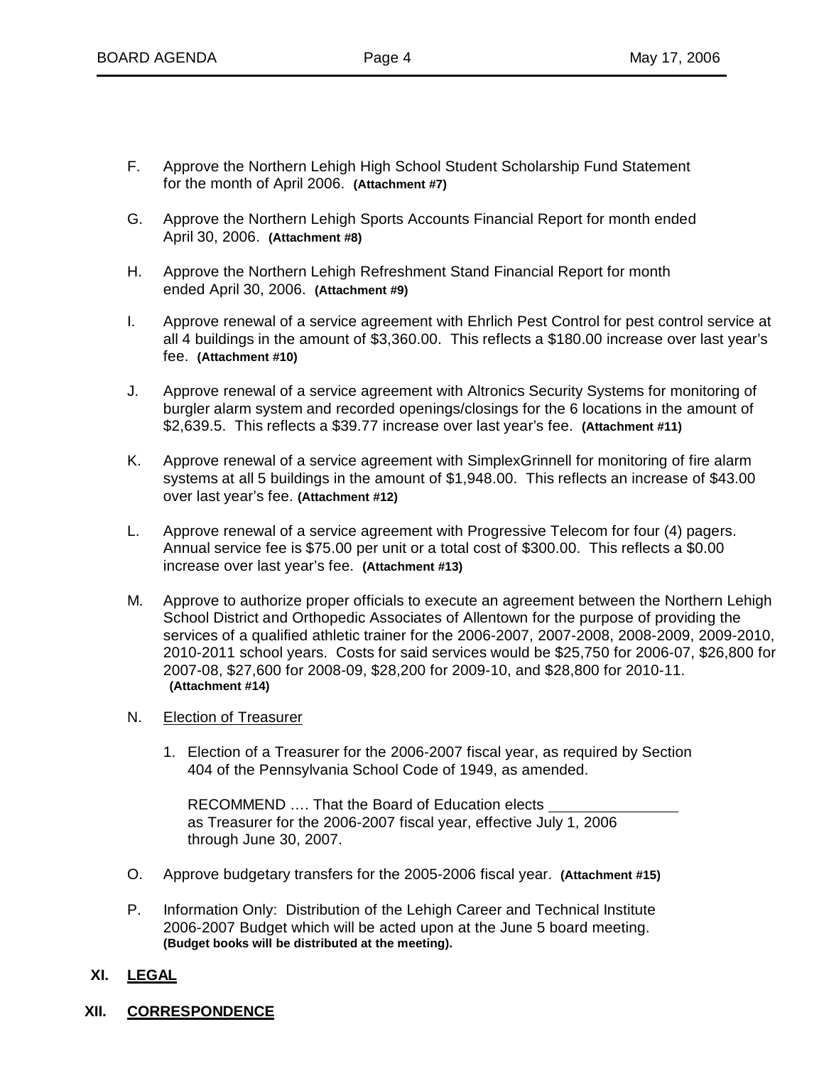F. Approve the Northern Lehigh High School Student Scholarship Fund Statement for the month of April 2006. **(Attachment #7)**

G. Approve the Northern Lehigh Sports Accounts Financial Report for month ended April 30, 2006. **(Attachment #8)**

H. Approve the Northern Lehigh Refreshment Stand Financial Report for month ended April 30, 2006. **(Attachment #9)**

I. Approve renewal of a service agreement with Ehrlich Pest Control for pest control service at all 4 buildings in the amount of $3,360.00. This reflects a $180.00 increase over last year's fee. **(Attachment #10)**

J. Approve renewal of a service agreement with Altronics Security Systems for monitoring of burgler alarm system and recorded openings/closings for the 6 locations in the amount of $2,639.5. This reflects a $39.77 increase over last year's fee. **(Attachment #11)**

K. Approve renewal of a service agreement with SimplexGrinnell for monitoring of fire alarm systems at all 5 buildings in the amount of $1,948.00. This reflects an increase of $43.00 over last year's fee. **(Attachment #12)**

L. Approve renewal of a service agreement with Progressive Telecom for four (4) pagers. Annual service fee is $75.00 per unit or a total cost of $300.00. This reflects a $0.00 increase over last year's fee. **(Attachment #13)**

M. Approve to authorize proper officials to execute an agreement between the Northern Lehigh School District and Orthopedic Associates of Allentown for the purpose of providing the services of a qualified athletic trainer for the 2006-2007, 2007-2008, 2008-2009, 2009-2010, 2010-2011 school years. Costs for said services would be $25,750 for 2006-07, $26,800 for 2007-08, $27,600 for 2008-09, $28,200 for 2009-10, and $28,800 for 2010-11. **(Attachment #14)**

N. Election of Treasurer

1. Election of a Treasurer for the 2006-2007 fiscal year, as required by Section 404 of the Pennsylvania School Code of 1949, as amended.

   RECOMMEND …. That the Board of Education elects ________________ as Treasurer for the 2006-2007 fiscal year, effective July 1, 2006 through June 30, 2007.

O. Approve budgetary transfers for the 2005-2006 fiscal year. **(Attachment #15)**

P. Information Only: Distribution of the Lehigh Career and Technical Institute 2006-2007 Budget which will be acted upon at the June 5 board meeting. **(Budget books will be distributed at the meeting).**

## XI. LEGAL

## XII. CORRESPONDENCE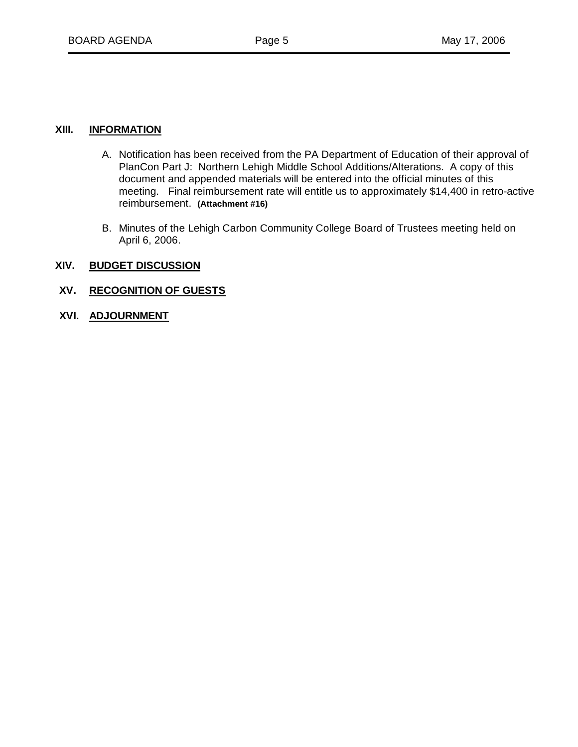## XIII. <u>INFORMATION</u>

A. Notification has been received from the PA Department of Education of their approval of PlanCon Part J: Northern Lehigh Middle School Additions/Alterations. A copy of this document and appended materials will be entered into the official minutes of this meeting. Final reimbursement rate will entitle us to approximately $14,400 in retro-active reimbursement. **(Attachment #16)**

B. Minutes of the Lehigh Carbon Community College Board of Trustees meeting held on April 6, 2006.

## XIV. <u>BUDGET DISCUSSION</u>

## XV. <u>RECOGNITION OF GUESTS</u>

## XVI. <u>ADJOURNMENT</u>